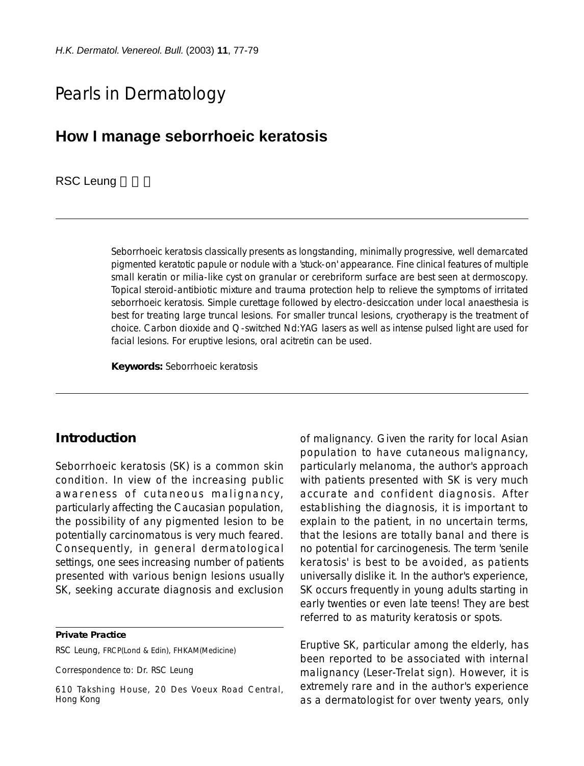# Pearls in Dermatology

## How I manage seborrhoeic keratosis

RSC Leung 梁承昌

Seborrhoeic keratosis classically presents as longstanding, minimally progressive, well demarcated pigmented keratotic papule or nodule with a 'stuck-on' appearance. Fine clinical features of multiple small keratin or milia-like cyst on granular or cerebriform surface are best seen at dermoscopy. Topical steroid-antibiotic mixture and trauma protection help to relieve the symptoms of irritated seborrhoeic keratosis. Simple curettage followed by electro-desiccation under local anaesthesia is best for treating large truncal lesions. For smaller truncal lesions, cryotherapy is the treatment of choice. Carbon dioxide and Q-switched Nd:YAG lasers as well as intense pulsed light are used for facial lesions. For eruptive lesions, oral acitretin can be used.

**Keywords:** Seborrhoeic keratosis

## Introduction

Seborrhoeic keratosis (SK) is a common skin condition. In view of the increasing public awareness of cutaneous malignancy, particularly affecting the Caucasian population, the possibility of any pigmented lesion to be potentially carcinomatous is very much feared. Consequently, in general dermatological settings, one sees increasing number of patients presented with various benign lesions usually SK, seeking accurate diagnosis and exclusion of malignancy. Given the rarity for local Asian population to have cutaneous malignancy, particularly melanoma, the author's approach with patients presented with SK is very much accurate and confident diagnosis. After establishing the diagnosis, it is important to explain to the patient, in no uncertain terms, that the lesions are totally banal and there is no potential for carcinogenesis. The term 'senile keratosis' is best to be avoided, as patients universally dislike it. In the author's experience, SK occurs frequently in young adults starting in early twenties or even late teens! They are best referred to as maturity keratosis or spots.

Eruptive SK, particular among the elderly, has been reported to be associated with internal malignancy (Leser-Trelat sign). However, it is extremely rare and in the author's experience as a dermatologist for over twenty years, only

**Private Practice**

RSC Leung, FRCP(Lond & Edin), FHKAM(Medicine)

Correspondence to: Dr. RSC Leung

610 Takshing House, 20 Des Voeux Road Central, Hong Kong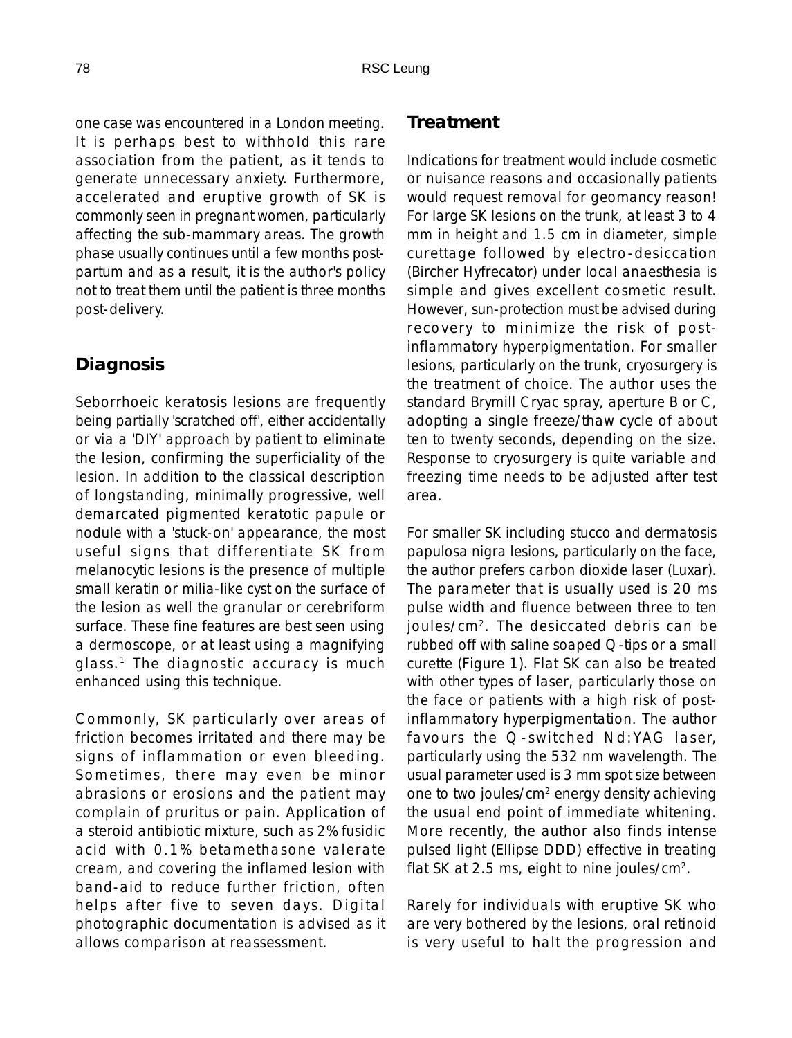one case was encountered in a London meeting. It is perhaps best to withhold this rare association from the patient, as it tends to generate unnecessary anxiety. Furthermore, accelerated and eruptive growth of SK is commonly seen in pregnant women, particularly affecting the sub-mammary areas. The growth phase usually continues until a few months post-partum and as a result, it is the author's policy not to treat them until the patient is three months post-delivery.

## Diagnosis

Seborrhoeic keratosis lesions are frequently being partially 'scratched off', either accidentally or via a 'DIY' approach by patient to eliminate the lesion, confirming the superficiality of the lesion. In addition to the classical description of longstanding, minimally progressive, well demarcated pigmented keratotic papule or nodule with a 'stuck-on' appearance, the most useful signs that differentiate SK from melanocytic lesions is the presence of multiple small keratin or milia-like cyst on the surface of the lesion as well the granular or cerebriform surface. These fine features are best seen using a dermoscope, or at least using a magnifying glass.[1] The diagnostic accuracy is much enhanced using this technique.

Commonly, SK particularly over areas of friction becomes irritated and there may be signs of inflammation or even bleeding. Sometimes, there may even be minor abrasions or erosions and the patient may complain of pruritus or pain. Application of a steroid antibiotic mixture, such as 2% fusidic acid with 0.1% betamethasone valerate cream, and covering the inflamed lesion with band-aid to reduce further friction, often helps after five to seven days. Digital photographic documentation is advised as it allows comparison at reassessment.

## Treatment

Indications for treatment would include cosmetic or nuisance reasons and occasionally patients would request removal for geomancy reason! For large SK lesions on the trunk, at least 3 to 4 mm in height and 1.5 cm in diameter, simple curettage followed by electro-desiccation (Bircher Hyfrecator) under local anaesthesia is simple and gives excellent cosmetic result. However, sun-protection must be advised during recovery to minimize the risk of post-inflammatory hyperpigmentation. For smaller lesions, particularly on the trunk, cryosurgery is the treatment of choice. The author uses the standard Brymill Cryac spray, aperture B or C, adopting a single freeze/thaw cycle of about ten to twenty seconds, depending on the size. Response to cryosurgery is quite variable and freezing time needs to be adjusted after test area.

For smaller SK including stucco and dermatosis papulosa nigra lesions, particularly on the face, the author prefers carbon dioxide laser (Luxar). The parameter that is usually used is 20 ms pulse width and fluence between three to ten joules/cm$^2$. The desiccated debris can be rubbed off with saline soaped Q-tips or a small curette (Figure 1). Flat SK can also be treated with other types of laser, particularly those on the face or patients with a high risk of post-inflammatory hyperpigmentation. The author favours the Q-switched Nd:YAG laser, particularly using the 532 nm wavelength. The usual parameter used is 3 mm spot size between one to two joules/cm$^2$ energy density achieving the usual end point of immediate whitening. More recently, the author also finds intense pulsed light (Ellipse DDD) effective in treating flat SK at 2.5 ms, eight to nine joules/cm$^2$.

Rarely for individuals with eruptive SK who are very bothered by the lesions, oral retinoid is very useful to halt the progression and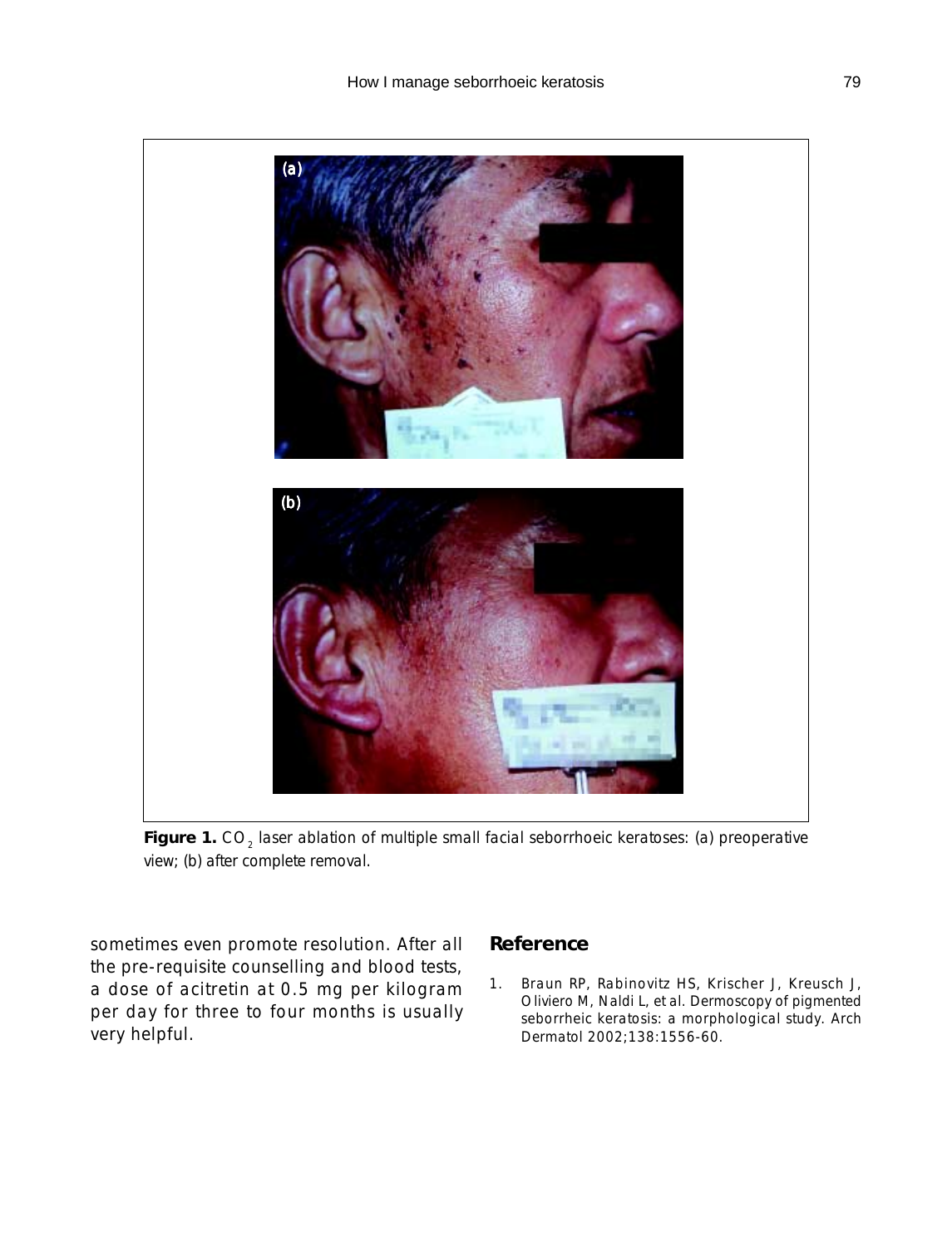**Figure 1.** $CO_2$ laser ablation of multiple small facial seborrhoeic keratoses: (a) preoperative view; (b) after complete removal.

sometimes even promote resolution. After all the pre-requisite counselling and blood tests, a dose of acitretin at 0.5 mg per kilogram per day for three to four months is usually very helpful.

## Reference

1. Braun RP, Rabinovitz HS, Krischer J, Kreusch J, Oliviero M, Naldi L, et al. Dermoscopy of pigmented seborrheic keratosis: a morphological study. Arch Dermatol 2002;138:1556-60.